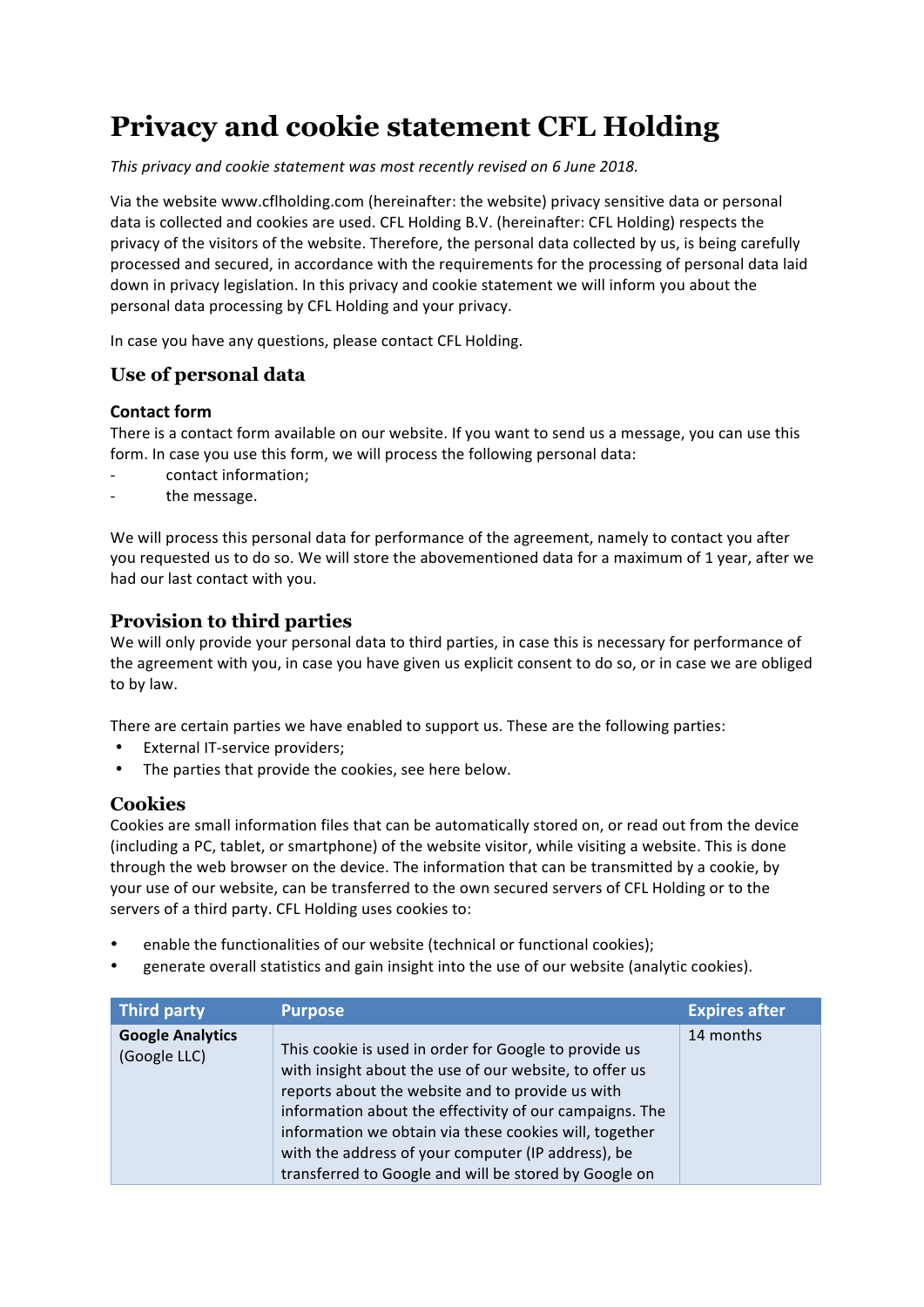# Privacy and cookie statement CFL Holding

*This privacy and cookie statement was most recently revised on 6 June 2018.*

Via the website www.cflholding.com (hereinafter: the website) privacy sensitive data or personal data is collected and cookies are used. CFL Holding B.V. (hereinafter: CFL Holding) respects the privacy of the visitors of the website. Therefore, the personal data collected by us, is being carefully processed and secured, in accordance with the requirements for the processing of personal data laid down in privacy legislation. In this privacy and cookie statement we will inform you about the personal data processing by CFL Holding and your privacy.

In case you have any questions, please contact CFL Holding.

## Use of personal data

### Contact form

There is a contact form available on our website. If you want to send us a message, you can use this form. In case you use this form, we will process the following personal data:

- contact information;
- the message.

We will process this personal data for performance of the agreement, namely to contact you after you requested us to do so. We will store the abovementioned data for a maximum of 1 year, after we had our last contact with you.

## Provision to third parties

We will only provide your personal data to third parties, in case this is necessary for performance of the agreement with you, in case you have given us explicit consent to do so, or in case we are obliged to by law.

There are certain parties we have enabled to support us. These are the following parties:

- External IT-service providers;
- The parties that provide the cookies, see here below.

## Cookies

Cookies are small information files that can be automatically stored on, or read out from the device (including a PC, tablet, or smartphone) of the website visitor, while visiting a website. This is done through the web browser on the device. The information that can be transmitted by a cookie, by your use of our website, can be transferred to the own secured servers of CFL Holding or to the servers of a third party. CFL Holding uses cookies to:

- enable the functionalities of our website (technical or functional cookies);
- generate overall statistics and gain insight into the use of our website (analytic cookies).

| Third party | Purpose | Expires after |
|---|---|---|
| **Google Analytics** (Google LLC) | This cookie is used in order for Google to provide us with insight about the use of our website, to offer us reports about the website and to provide us with information about the effectivity of our campaigns. The information we obtain via these cookies will, together with the address of your computer (IP address), be transferred to Google and will be stored by Google on | 14 months |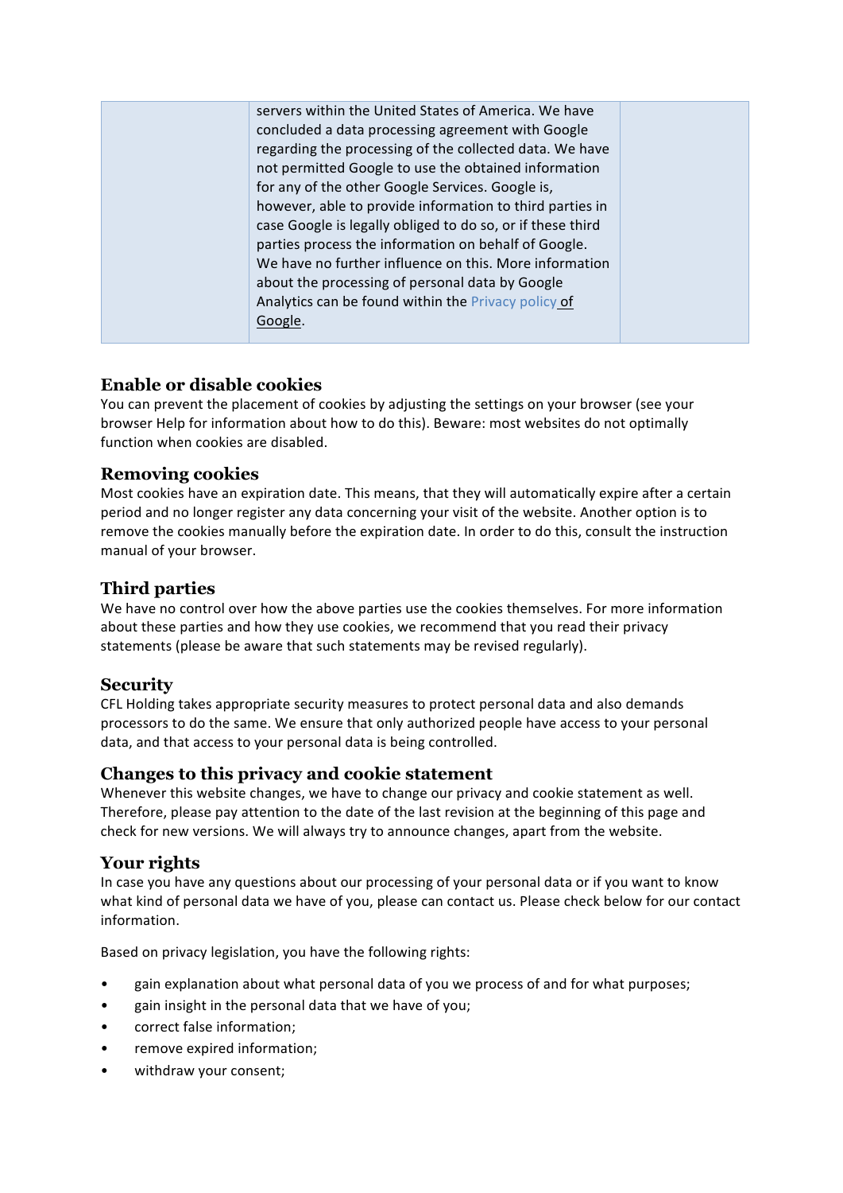|  | servers within the United States of America. We have concluded a data processing agreement with Google regarding the processing of the collected data. We have not permitted Google to use the obtained information for any of the other Google Services. Google is, however, able to provide information to third parties in case Google is legally obliged to do so, or if these third parties process the information on behalf of Google. We have no further influence on this. More information about the processing of personal data by Google Analytics can be found within the Privacy policy of Google. |  |
|---|---|---|

## Enable or disable cookies

You can prevent the placement of cookies by adjusting the settings on your browser (see your browser Help for information about how to do this). Beware: most websites do not optimally function when cookies are disabled.

## Removing cookies

Most cookies have an expiration date. This means, that they will automatically expire after a certain period and no longer register any data concerning your visit of the website. Another option is to remove the cookies manually before the expiration date. In order to do this, consult the instruction manual of your browser.

## Third parties

We have no control over how the above parties use the cookies themselves. For more information about these parties and how they use cookies, we recommend that you read their privacy statements (please be aware that such statements may be revised regularly).

## Security

CFL Holding takes appropriate security measures to protect personal data and also demands processors to do the same. We ensure that only authorized people have access to your personal data, and that access to your personal data is being controlled.

## Changes to this privacy and cookie statement

Whenever this website changes, we have to change our privacy and cookie statement as well. Therefore, please pay attention to the date of the last revision at the beginning of this page and check for new versions. We will always try to announce changes, apart from the website.

## Your rights

In case you have any questions about our processing of your personal data or if you want to know what kind of personal data we have of you, please can contact us. Please check below for our contact information.

Based on privacy legislation, you have the following rights:

- gain explanation about what personal data of you we process of and for what purposes;
- gain insight in the personal data that we have of you;
- correct false information;
- remove expired information;
- withdraw your consent;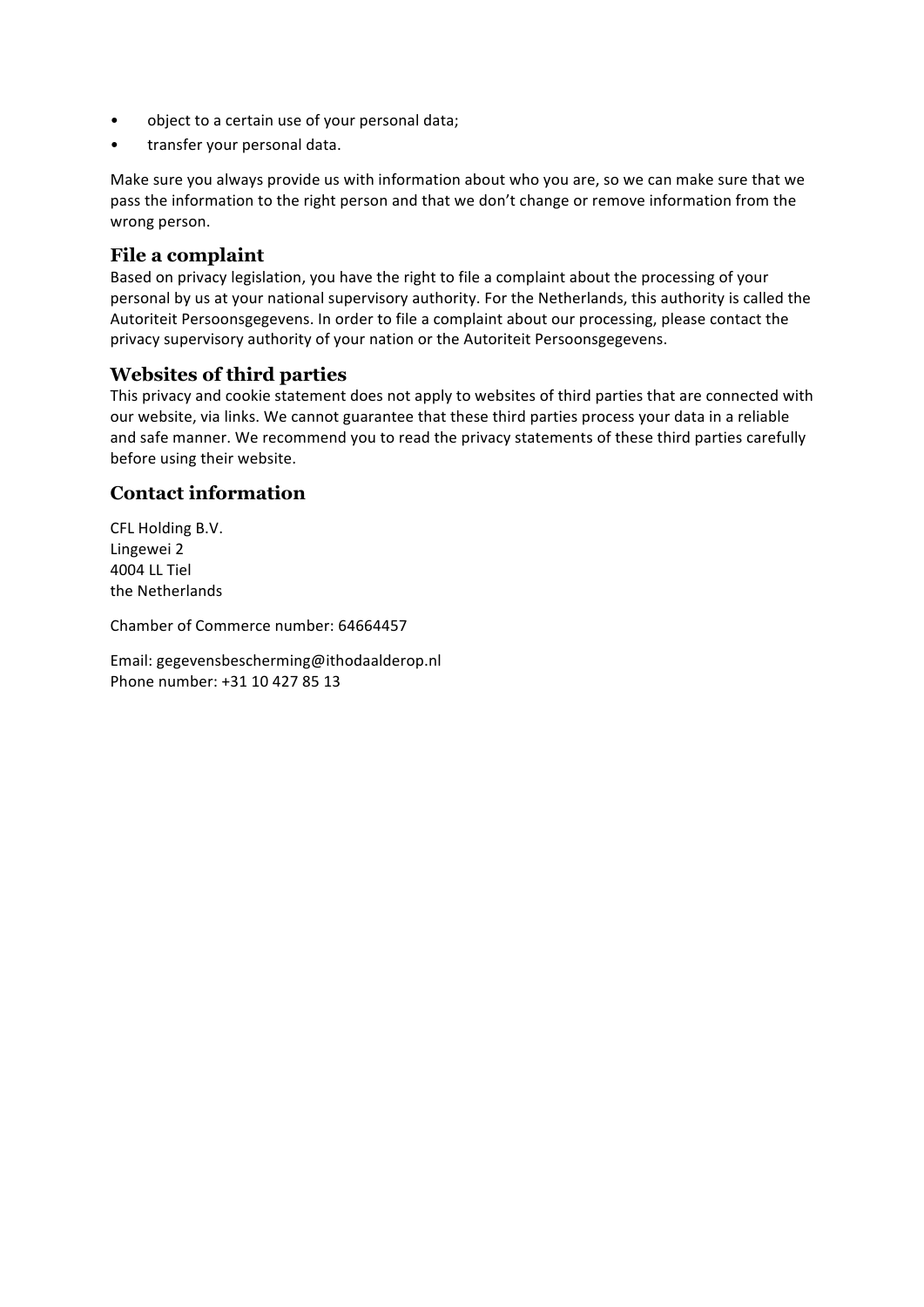- object to a certain use of your personal data;
- transfer your personal data.

Make sure you always provide us with information about who you are, so we can make sure that we pass the information to the right person and that we don't change or remove information from the wrong person.

## File a complaint

Based on privacy legislation, you have the right to file a complaint about the processing of your personal by us at your national supervisory authority. For the Netherlands, this authority is called the Autoriteit Persoonsgegevens. In order to file a complaint about our processing, please contact the privacy supervisory authority of your nation or the Autoriteit Persoonsgegevens.

## Websites of third parties

This privacy and cookie statement does not apply to websites of third parties that are connected with our website, via links. We cannot guarantee that these third parties process your data in a reliable and safe manner. We recommend you to read the privacy statements of these third parties carefully before using their website.

## Contact information

CFL Holding B.V.
Lingewei 2
4004 LL Tiel
the Netherlands

Chamber of Commerce number: 64664457

Email: gegevensbescherming@ithodaalderop.nl
Phone number: +31 10 427 85 13